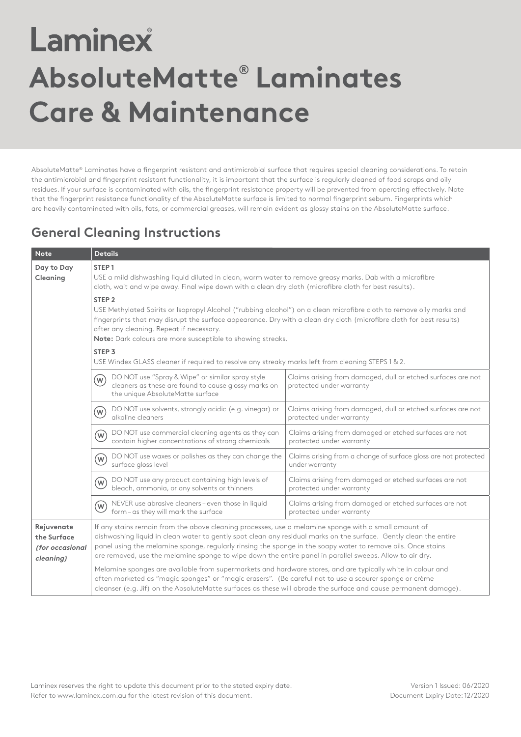# Laminex®

# AbsoluteMatte® Laminates Care & Maintenance

AbsoluteMatte® Laminates have a fingerprint resistant and antimicrobial surface that requires special cleaning considerations. To retain the antimicrobial and fingerprint resistant functionality, it is important that the surface is regularly cleaned of food scraps and oily residues. If your surface is contaminated with oils, the fingerprint resistance property will be prevented from operating effectively. Note that the fingerprint resistance functionality of the AbsoluteMatte surface is limited to normal fingerprint sebum. Fingerprints which are heavily contaminated with oils, fats, or commercial greases, will remain evident as glossy stains on the AbsoluteMatte surface.

## General Cleaning Instructions

| Note | Details | |
|---|---|---|
| **Day to Day Cleaning** | **STEP 1**<br>USE a mild dishwashing liquid diluted in clean, warm water to remove greasy marks. Dab with a microfibre cloth, wait and wipe away. Final wipe down with a clean dry cloth (microfibre cloth for best results).<br>**STEP 2**<br>USE Methylated Spirits or Isopropyl Alcohol ("rubbing alcohol") on a clean microfibre cloth to remove oily marks and fingerprints that may disrupt the surface appearance. Dry with a clean dry cloth (microfibre cloth for best results) after any cleaning. Repeat if necessary.<br>**Note:** Dark colours are more susceptible to showing streaks.<br>**STEP 3**<br>USE Windex GLASS cleaner if required to resolve any streaky marks left from cleaning STEPS 1 & 2. | |
| | (W) DO NOT use "Spray & Wipe" or similar spray style cleaners as these are found to cause glossy marks on the unique AbsoluteMatte surface | Claims arising from damaged, dull or etched surfaces are not protected under warranty |
| | (W) DO NOT use solvents, strongly acidic (e.g. vinegar) or alkaline cleaners | Claims arising from damaged, dull or etched surfaces are not protected under warranty |
| | (W) DO NOT use commercial cleaning agents as they can contain higher concentrations of strong chemicals | Claims arising from damaged or etched surfaces are not protected under warranty |
| | (W) DO NOT use waxes or polishes as they can change the surface gloss level | Claims arising from a change of surface gloss are not protected under warranty |
| | (W) DO NOT use any product containing high levels of bleach, ammonia, or any solvents or thinners | Claims arising from damaged or etched surfaces are not protected under warranty |
| | (W) NEVER use abrasive cleaners – even those in liquid form – as they will mark the surface | Claims arising from damaged or etched surfaces are not protected under warranty |
| **Rejuvenate the Surface** ***(for occasional cleaning)*** | If any stains remain from the above cleaning processes, use a melamine sponge with a small amount of dishwashing liquid in clean water to gently spot clean any residual marks on the surface. Gently clean the entire panel using the melamine sponge, regularly rinsing the sponge in the soapy water to remove oils. Once stains are removed, use the melamine sponge to wipe down the entire panel in parallel sweeps. Allow to air dry.<br>Melamine sponges are available from supermarkets and hardware stores, and are typically white in colour and often marketed as "magic sponges" or "magic erasers". (Be careful not to use a scourer sponge or crème cleanser (e.g. Jif) on the AbsoluteMatte surfaces as these will abrade the surface and cause permanent damage). | |

Laminex reserves the right to update this document prior to the stated expiry date.
Refer to www.laminex.com.au for the latest revision of this document.

Version 1 Issued: 06/2020
Document Expiry Date: 12/2020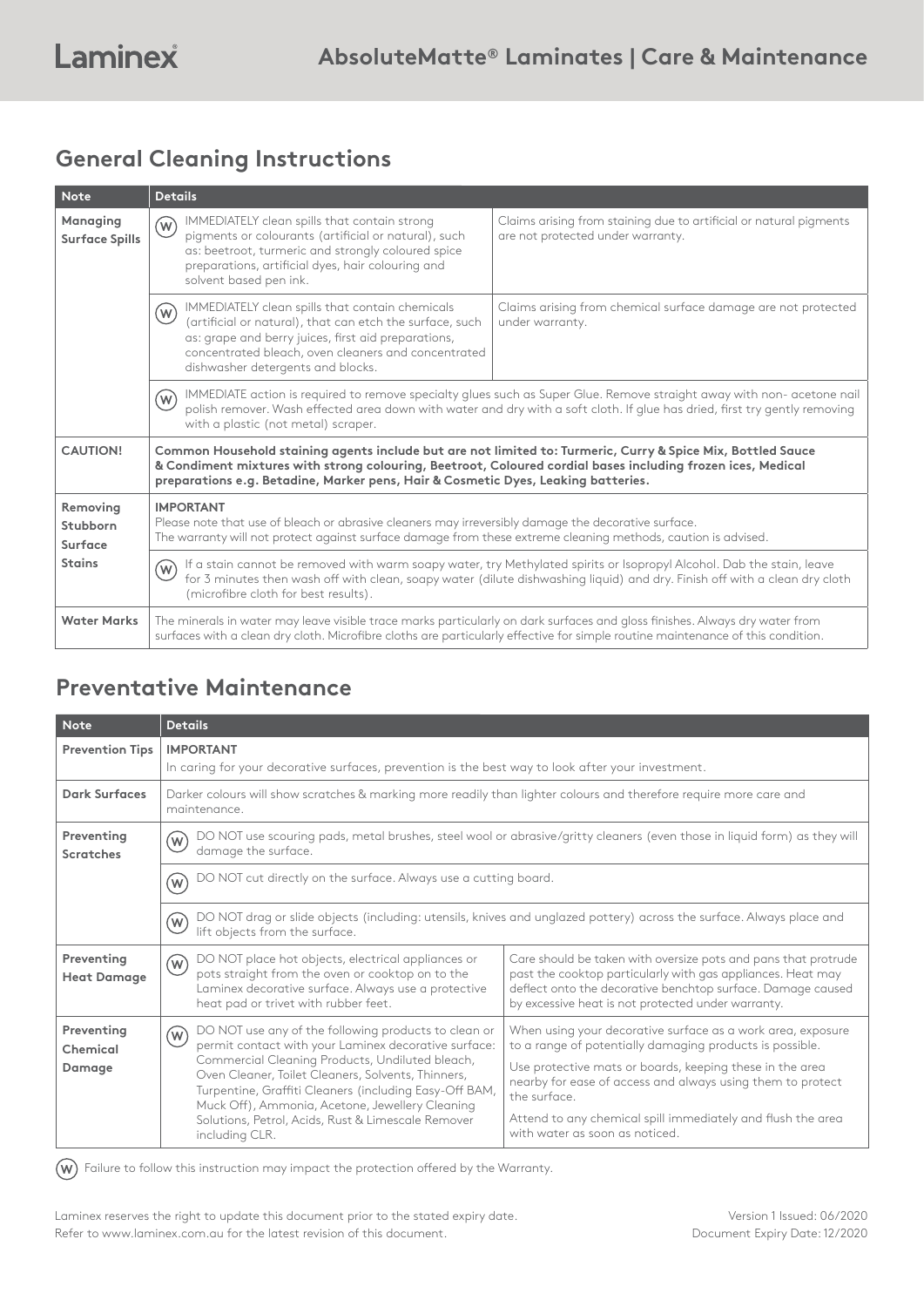Laminex

# AbsoluteMatte® Laminates | Care & Maintenance

## General Cleaning Instructions

| Note | Details | |
|---|---|---|
| **Managing Surface Spills** | (W) IMMEDIATELY clean spills that contain strong pigments or colourants (artificial or natural), such as: beetroot, turmeric and strongly coloured spice preparations, artificial dyes, hair colouring and solvent based pen ink. | Claims arising from staining due to artificial or natural pigments are not protected under warranty. |
| | (W) IMMEDIATELY clean spills that contain chemicals (artificial or natural), that can etch the surface, such as: grape and berry juices, first aid preparations, concentrated bleach, oven cleaners and concentrated dishwasher detergents and blocks. | Claims arising from chemical surface damage are not protected under warranty. |
| | (W) IMMEDIATE action is required to remove specialty glues such as Super Glue. Remove straight away with non- acetone nail polish remover. Wash effected area down with water and dry with a soft cloth. If glue has dried, first try gently removing with a plastic (not metal) scraper. | |
| **CAUTION!** | **Common Household staining agents include but are not limited to: Turmeric, Curry & Spice Mix, Bottled Sauce & Condiment mixtures with strong colouring, Beetroot, Coloured cordial bases including frozen ices, Medical preparations e.g. Betadine, Marker pens, Hair & Cosmetic Dyes, Leaking batteries.** | |
| **Removing Stubborn Surface Stains** | **IMPORTANT** Please note that use of bleach or abrasive cleaners may irreversibly damage the decorative surface. The warranty will not protect against surface damage from these extreme cleaning methods, caution is advised. | |
| | (W) If a stain cannot be removed with warm soapy water, try Methylated spirits or Isopropyl Alcohol. Dab the stain, leave for 3 minutes then wash off with clean, soapy water (dilute dishwashing liquid) and dry. Finish off with a clean dry cloth (microfibre cloth for best results). | |
| **Water Marks** | The minerals in water may leave visible trace marks particularly on dark surfaces and gloss finishes. Always dry water from surfaces with a clean dry cloth. Microfibre cloths are particularly effective for simple routine maintenance of this condition. | |

## Preventative Maintenance

| Note | Details | |
|---|---|---|
| **Prevention Tips** | **IMPORTANT** In caring for your decorative surfaces, prevention is the best way to look after your investment. | |
| **Dark Surfaces** | Darker colours will show scratches & marking more readily than lighter colours and therefore require more care and maintenance. | |
| **Preventing Scratches** | (W) DO NOT use scouring pads, metal brushes, steel wool or abrasive/gritty cleaners (even those in liquid form) as they will damage the surface. | |
| | (W) DO NOT cut directly on the surface. Always use a cutting board. | |
| | (W) DO NOT drag or slide objects (including: utensils, knives and unglazed pottery) across the surface. Always place and lift objects from the surface. | |
| **Preventing Heat Damage** | (W) DO NOT place hot objects, electrical appliances or pots straight from the oven or cooktop on to the Laminex decorative surface. Always use a protective heat pad or trivet with rubber feet. | Care should be taken with oversize pots and pans that protrude past the cooktop particularly with gas appliances. Heat may deflect onto the decorative benchtop surface. Damage caused by excessive heat is not protected under warranty. |
| **Preventing Chemical Damage** | (W) DO NOT use any of the following products to clean or permit contact with your Laminex decorative surface: Commercial Cleaning Products, Undiluted bleach, Oven Cleaner, Toilet Cleaners, Solvents, Thinners, Turpentine, Graffiti Cleaners (including Easy-Off BAM, Muck Off), Ammonia, Acetone, Jewellery Cleaning Solutions, Petrol, Acids, Rust & Limescale Remover including CLR. | When using your decorative surface as a work area, exposure to a range of potentially damaging products is possible. Use protective mats or boards, keeping these in the area nearby for ease of access and always using them to protect the surface. Attend to any chemical spill immediately and flush the area with water as soon as noticed. |

(W) Failure to follow this instruction may impact the protection offered by the Warranty.

Laminex reserves the right to update this document prior to the stated expiry date.
Refer to www.laminex.com.au for the latest revision of this document.

Version 1 Issued: 06/2020
Document Expiry Date: 12/2020